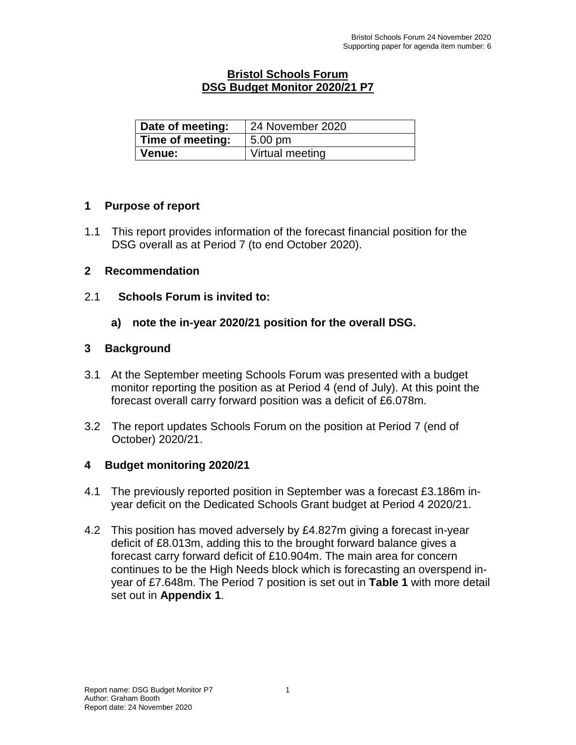# Bristol Schools Forum
## DSG Budget Monitor 2020/21 P7

| Date of meeting: | 24 November 2020 |
|---|---|
| Time of meeting: | 5.00 pm |
| Venue: | Virtual meeting |

## 1 Purpose of report

1.1 This report provides information of the forecast financial position for the DSG overall as at Period 7 (to end October 2020).

## 2 Recommendation

2.1 **Schools Forum is invited to:**

**a) note the in-year 2020/21 position for the overall DSG.**

## 3 Background

3.1 At the September meeting Schools Forum was presented with a budget monitor reporting the position as at Period 4 (end of July). At this point the forecast overall carry forward position was a deficit of £6.078m.

3.2 The report updates Schools Forum on the position at Period 7 (end of October) 2020/21.

## 4 Budget monitoring 2020/21

4.1 The previously reported position in September was a forecast £3.186m in-year deficit on the Dedicated Schools Grant budget at Period 4 2020/21.

4.2 This position has moved adversely by £4.827m giving a forecast in-year deficit of £8.013m, adding this to the brought forward balance gives a forecast carry forward deficit of £10.904m. The main area for concern continues to be the High Needs block which is forecasting an overspend in-year of £7.648m. The Period 7 position is set out in **Table 1** with more detail set out in **Appendix 1**.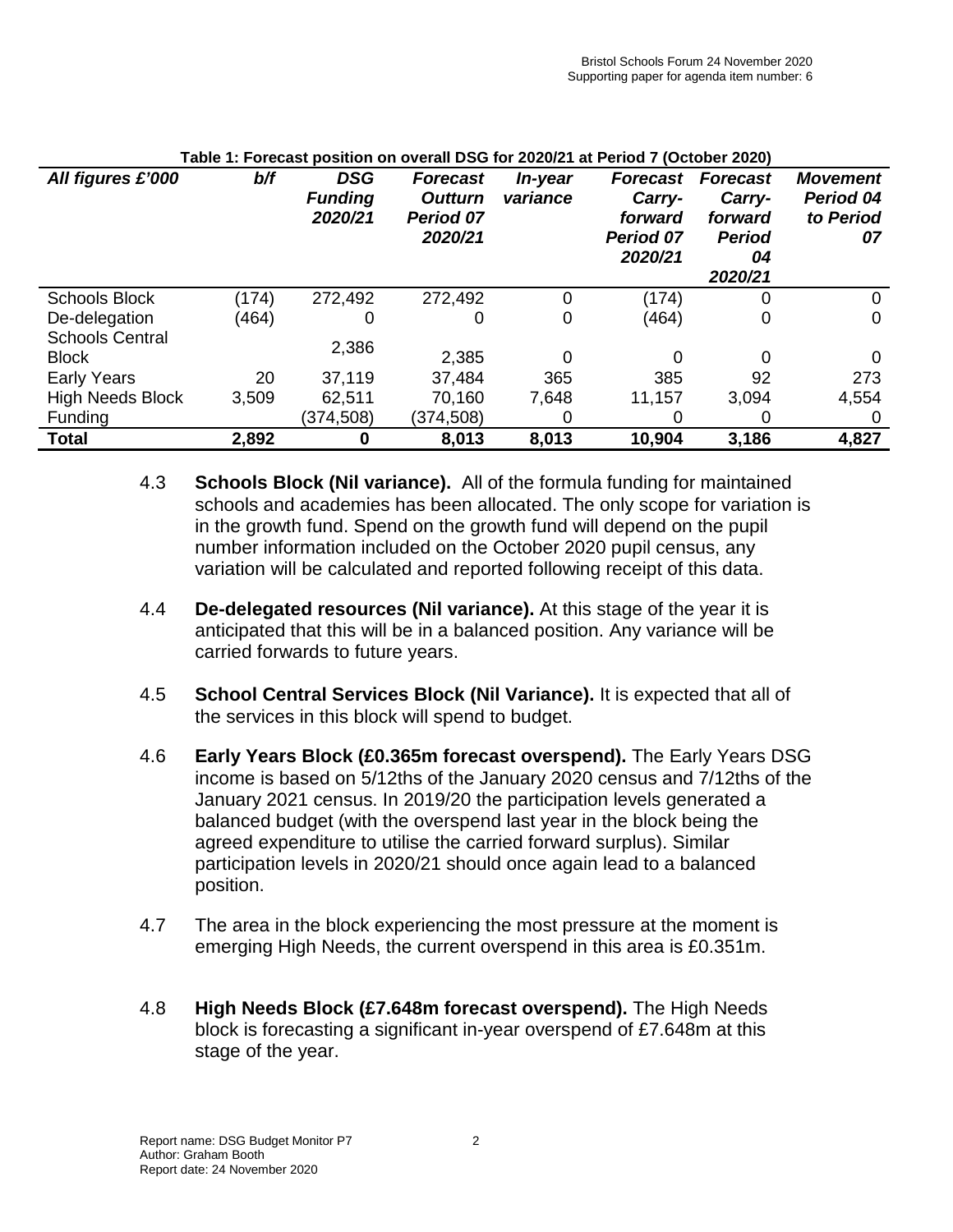**Table 1: Forecast position on overall DSG for 2020/21 at Period 7 (October 2020)**

| *All figures £'000* | *b/f* | *DSG Funding 2020/21* | *Forecast Outturn Period 07 2020/21* | *In-year variance* | *Forecast Carry-forward Period 07 2020/21* | *Forecast Carry-forward Period 04 2020/21* | *Movement Period 04 to Period 07* |
|---|---|---|---|---|---|---|---|
| Schools Block | (174) | 272,492 | 272,492 | 0 | (174) | 0 | 0 |
| De-delegation | (464) | 0 | 0 | 0 | (464) | 0 | 0 |
| Schools Central Block | | 2,386 | 2,385 | 0 | 0 | 0 | 0 |
| Early Years | 20 | 37,119 | 37,484 | 365 | 385 | 92 | 273 |
| High Needs Block | 3,509 | 62,511 | 70,160 | 7,648 | 11,157 | 3,094 | 4,554 |
| Funding | | (374,508) | (374,508) | 0 | 0 | 0 | 0 |
| **Total** | **2,892** | **0** | **8,013** | **8,013** | **10,904** | **3,186** | **4,827** |

4.3 **Schools Block (Nil variance).** All of the formula funding for maintained schools and academies has been allocated. The only scope for variation is in the growth fund. Spend on the growth fund will depend on the pupil number information included on the October 2020 pupil census, any variation will be calculated and reported following receipt of this data.

4.4 **De-delegated resources (Nil variance).** At this stage of the year it is anticipated that this will be in a balanced position. Any variance will be carried forwards to future years.

4.5 **School Central Services Block (Nil Variance).** It is expected that all of the services in this block will spend to budget.

4.6 **Early Years Block (£0.365m forecast overspend).** The Early Years DSG income is based on 5/12ths of the January 2020 census and 7/12ths of the January 2021 census. In 2019/20 the participation levels generated a balanced budget (with the overspend last year in the block being the agreed expenditure to utilise the carried forward surplus). Similar participation levels in 2020/21 should once again lead to a balanced position.

4.7 The area in the block experiencing the most pressure at the moment is emerging High Needs, the current overspend in this area is £0.351m.

4.8 **High Needs Block (£7.648m forecast overspend).** The High Needs block is forecasting a significant in-year overspend of £7.648m at this stage of the year.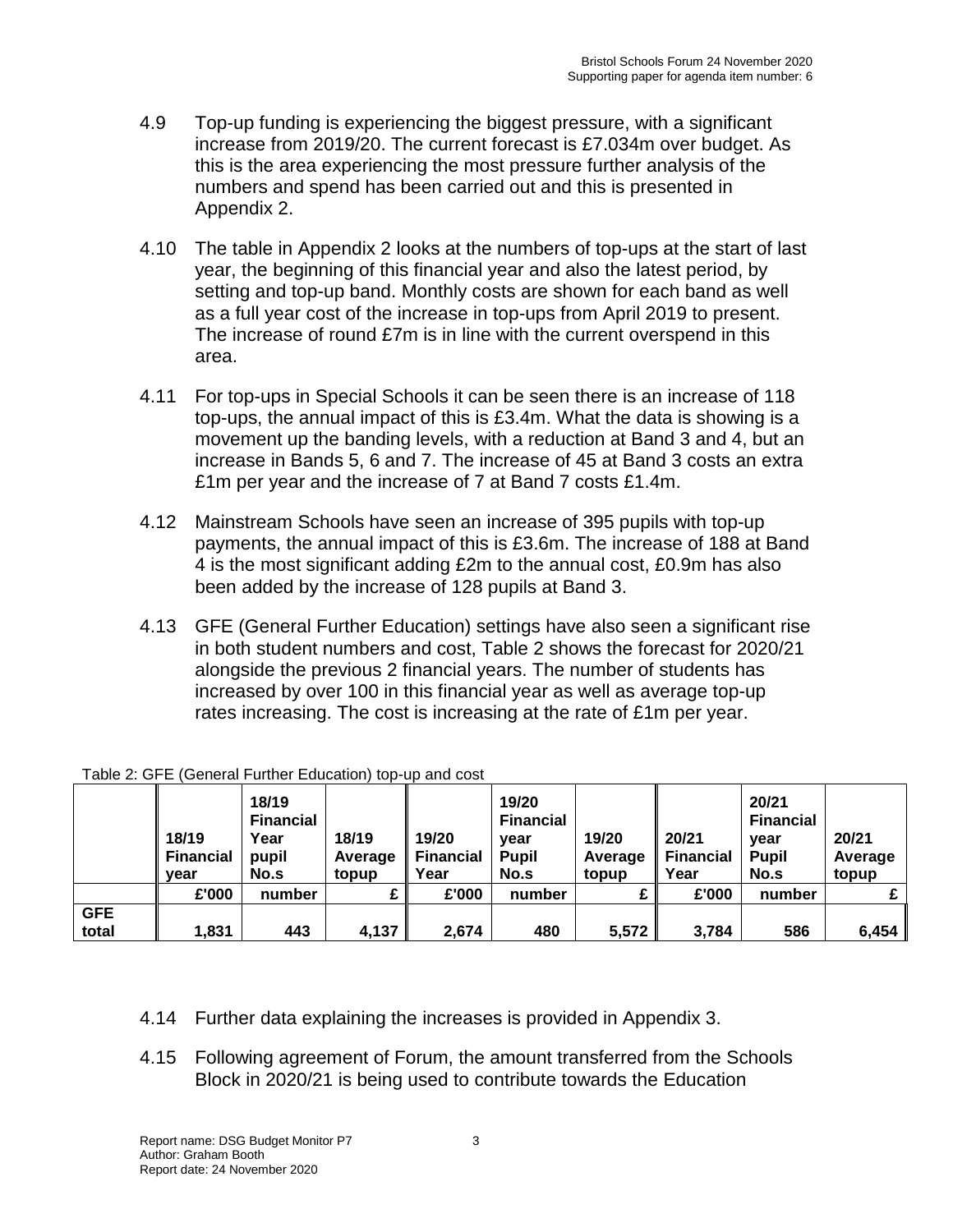4.9 Top-up funding is experiencing the biggest pressure, with a significant increase from 2019/20. The current forecast is £7.034m over budget. As this is the area experiencing the most pressure further analysis of the numbers and spend has been carried out and this is presented in Appendix 2.

4.10 The table in Appendix 2 looks at the numbers of top-ups at the start of last year, the beginning of this financial year and also the latest period, by setting and top-up band. Monthly costs are shown for each band as well as a full year cost of the increase in top-ups from April 2019 to present. The increase of round £7m is in line with the current overspend in this area.

4.11 For top-ups in Special Schools it can be seen there is an increase of 118 top-ups, the annual impact of this is £3.4m. What the data is showing is a movement up the banding levels, with a reduction at Band 3 and 4, but an increase in Bands 5, 6 and 7. The increase of 45 at Band 3 costs an extra £1m per year and the increase of 7 at Band 7 costs £1.4m.

4.12 Mainstream Schools have seen an increase of 395 pupils with top-up payments, the annual impact of this is £3.6m. The increase of 188 at Band 4 is the most significant adding £2m to the annual cost, £0.9m has also been added by the increase of 128 pupils at Band 3.

4.13 GFE (General Further Education) settings have also seen a significant rise in both student numbers and cost, Table 2 shows the forecast for 2020/21 alongside the previous 2 financial years. The number of students has increased by over 100 in this financial year as well as average top-up rates increasing. The cost is increasing at the rate of £1m per year.

Table 2: GFE (General Further Education) top-up and cost

| | 18/19 Financial year | 18/19 Financial Year pupil No.s | 18/19 Average topup | 19/20 Financial Year | 19/20 Financial year Pupil No.s | 19/20 Average topup | 20/21 Financial Year | 20/21 Financial year Pupil No.s | 20/21 Average topup |
|---|---|---|---|---|---|---|---|---|---|
| | £'000 | number | £ | £'000 | number | £ | £'000 | number | £ |
| **GFE total** | **1,831** | **443** | **4,137** | **2,674** | **480** | **5,572** | **3,784** | **586** | **6,454** |

4.14 Further data explaining the increases is provided in Appendix 3.

4.15 Following agreement of Forum, the amount transferred from the Schools Block in 2020/21 is being used to contribute towards the Education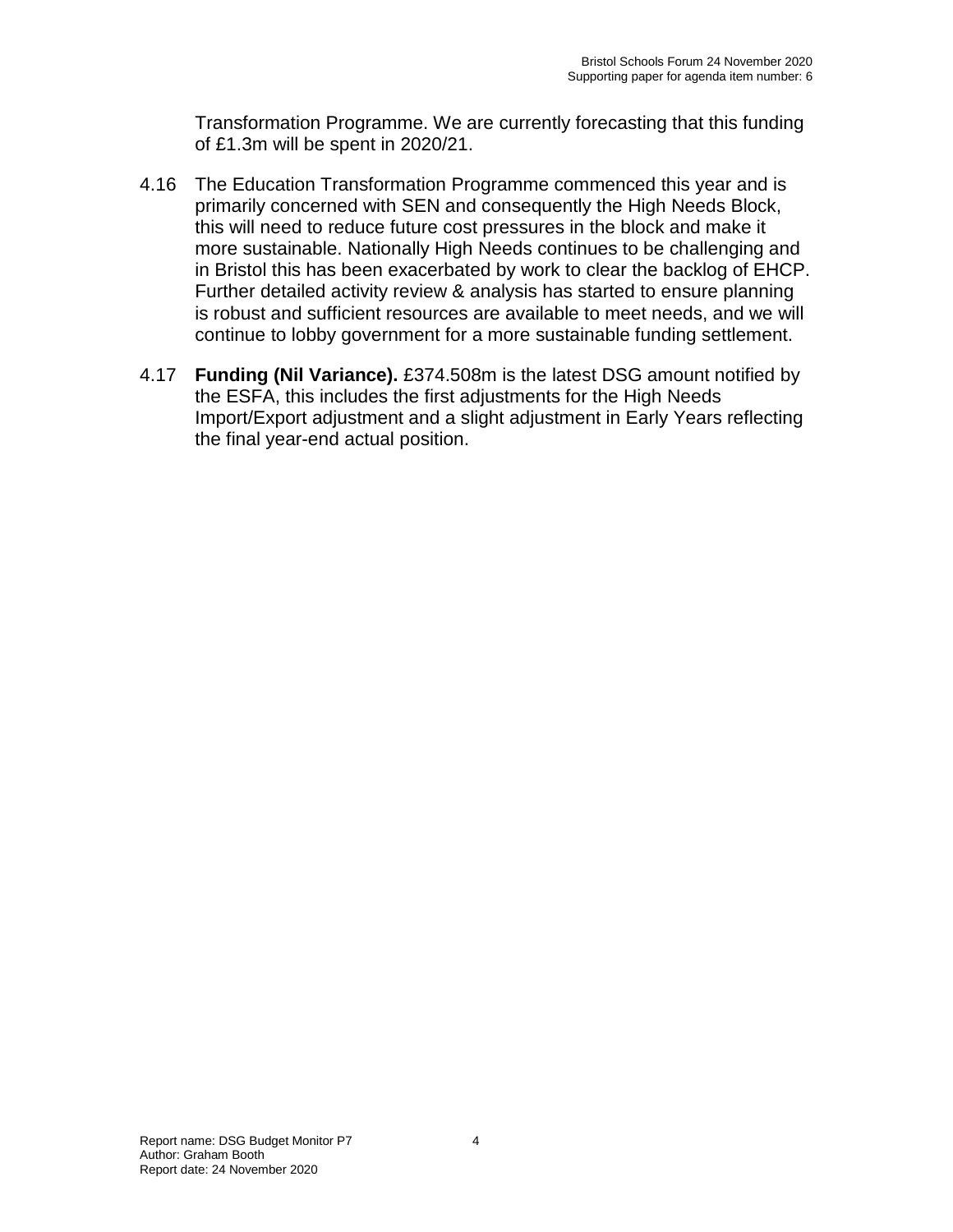Transformation Programme. We are currently forecasting that this funding of £1.3m will be spent in 2020/21.

4.16 The Education Transformation Programme commenced this year and is primarily concerned with SEN and consequently the High Needs Block, this will need to reduce future cost pressures in the block and make it more sustainable. Nationally High Needs continues to be challenging and in Bristol this has been exacerbated by work to clear the backlog of EHCP. Further detailed activity review & analysis has started to ensure planning is robust and sufficient resources are available to meet needs, and we will continue to lobby government for a more sustainable funding settlement.

4.17 **Funding (Nil Variance).** £374.508m is the latest DSG amount notified by the ESFA, this includes the first adjustments for the High Needs Import/Export adjustment and a slight adjustment in Early Years reflecting the final year-end actual position.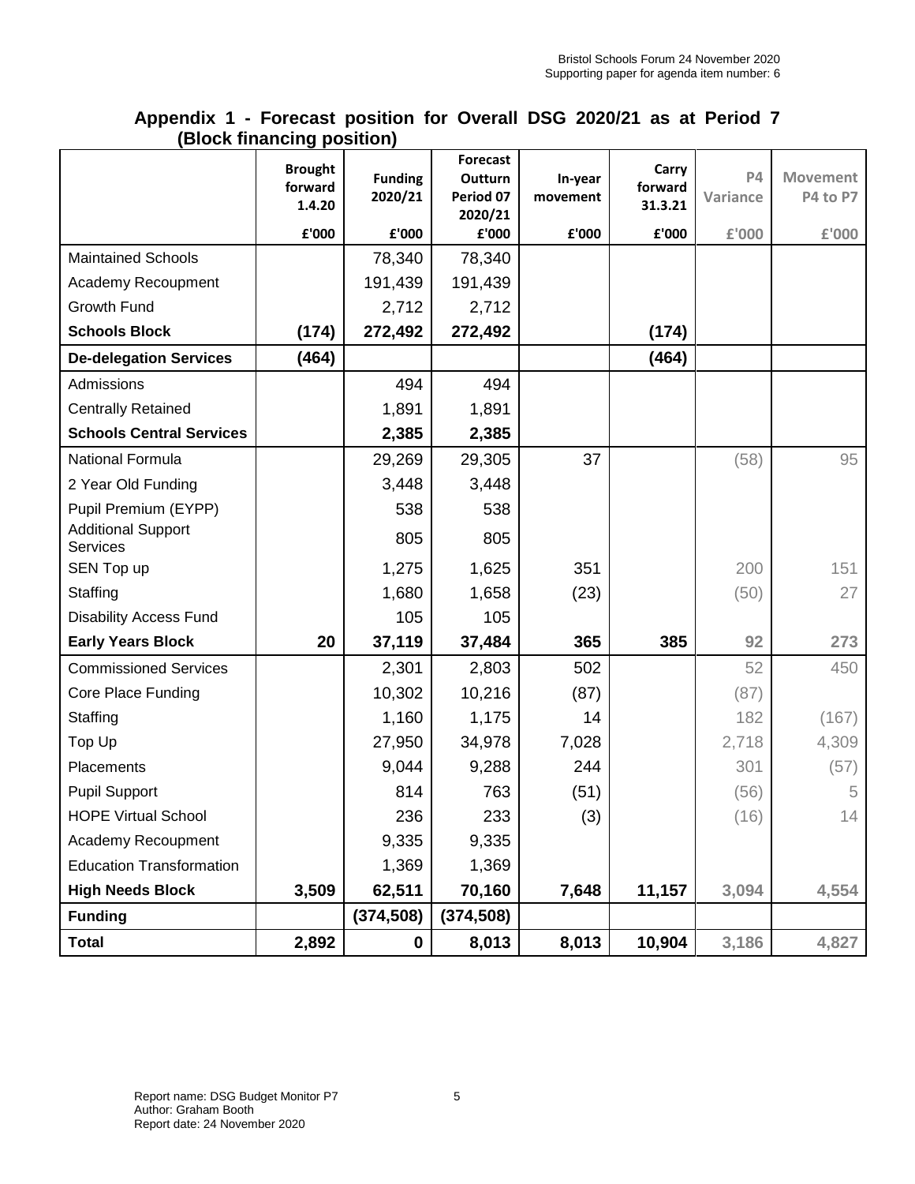## Appendix 1 - Forecast position for Overall DSG 2020/21 as at Period 7 (Block financing position)

| | Brought forward 1.4.20 | Funding 2020/21 | Forecast Outturn Period 07 2020/21 | In-year movement | Carry forward 31.3.21 | P4 Variance | Movement P4 to P7 |
|---|---|---|---|---|---|---|---|
| | £'000 | £'000 | £'000 | £'000 | £'000 | £'000 | £'000 |
| Maintained Schools | | 78,340 | 78,340 | | | | |
| Academy Recoupment | | 191,439 | 191,439 | | | | |
| Growth Fund | | 2,712 | 2,712 | | | | |
| **Schools Block** | **(174)** | **272,492** | **272,492** | | **(174)** | | |
| **De-delegation Services** | **(464)** | | | | **(464)** | | |
| Admissions | | 494 | 494 | | | | |
| Centrally Retained | | 1,891 | 1,891 | | | | |
| **Schools Central Services** | | **2,385** | **2,385** | | | | |
| National Formula | | 29,269 | 29,305 | 37 | | (58) | 95 |
| 2 Year Old Funding | | 3,448 | 3,448 | | | | |
| Pupil Premium (EYPP) | | 538 | 538 | | | | |
| Additional Support Services | | 805 | 805 | | | | |
| SEN Top up | | 1,275 | 1,625 | 351 | | 200 | 151 |
| Staffing | | 1,680 | 1,658 | (23) | | (50) | 27 |
| Disability Access Fund | | 105 | 105 | | | | |
| **Early Years Block** | **20** | **37,119** | **37,484** | **365** | **385** | **92** | **273** |
| Commissioned Services | | 2,301 | 2,803 | 502 | | 52 | 450 |
| Core Place Funding | | 10,302 | 10,216 | (87) | | (87) | |
| Staffing | | 1,160 | 1,175 | 14 | | 182 | (167) |
| Top Up | | 27,950 | 34,978 | 7,028 | | 2,718 | 4,309 |
| Placements | | 9,044 | 9,288 | 244 | | 301 | (57) |
| Pupil Support | | 814 | 763 | (51) | | (56) | 5 |
| HOPE Virtual School | | 236 | 233 | (3) | | (16) | 14 |
| Academy Recoupment | | 9,335 | 9,335 | | | | |
| Education Transformation | | 1,369 | 1,369 | | | | |
| **High Needs Block** | **3,509** | **62,511** | **70,160** | **7,648** | **11,157** | **3,094** | **4,554** |
| **Funding** | | **(374,508)** | **(374,508)** | | | | |
| **Total** | **2,892** | **0** | **8,013** | **8,013** | **10,904** | **3,186** | **4,827** |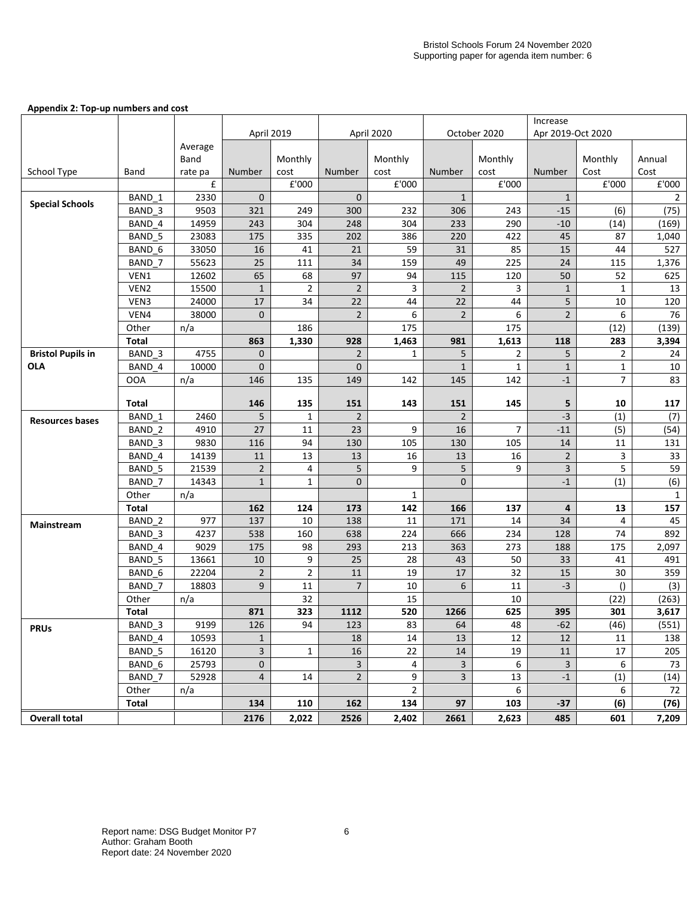**Appendix 2: Top-up numbers and cost**

| School Type | Band | Average Band rate pa | April 2019 | | April 2020 | | October 2020 | | Increase Apr 2019-Oct 2020 | | |
|---|---|---|---|---|---|---|---|---|---|---|---|
| | | | Number | Monthly cost | Number | Monthly cost | Number | Monthly cost | Number | Monthly Cost | Annual Cost |
| | | £ | | £'000 | | £'000 | | £'000 | | £'000 | £'000 |
| **Special Schools** | BAND_1 | 2330 | 0 | | 0 | | 1 | | 1 | | 2 |
| | BAND_3 | 9503 | 321 | 249 | 300 | 232 | 306 | 243 | -15 | (6) | (75) |
| | BAND_4 | 14959 | 243 | 304 | 248 | 304 | 233 | 290 | -10 | (14) | (169) |
| | BAND_5 | 23083 | 175 | 335 | 202 | 386 | 220 | 422 | 45 | 87 | 1,040 |
| | BAND_6 | 33050 | 16 | 41 | 21 | 59 | 31 | 85 | 15 | 44 | 527 |
| | BAND_7 | 55623 | 25 | 111 | 34 | 159 | 49 | 225 | 24 | 115 | 1,376 |
| | VEN1 | 12602 | 65 | 68 | 97 | 94 | 115 | 120 | 50 | 52 | 625 |
| | VEN2 | 15500 | 1 | 2 | 2 | 3 | 2 | 3 | 1 | 1 | 13 |
| | VEN3 | 24000 | 17 | 34 | 22 | 44 | 22 | 44 | 5 | 10 | 120 |
| | VEN4 | 38000 | 0 | | 2 | 6 | 2 | 6 | 2 | 6 | 76 |
| | Other | n/a | | 186 | | 175 | | 175 | | (12) | (139) |
| | **Total** | | **863** | **1,330** | **928** | **1,463** | **981** | **1,613** | **118** | **283** | **3,394** |
| **Bristol Pupils in OLA** | BAND_3 | 4755 | 0 | | 2 | 1 | 5 | 2 | 5 | 2 | 24 |
| | BAND_4 | 10000 | 0 | | 0 | | 1 | 1 | 1 | 1 | 10 |
| | OOA | n/a | 146 | 135 | 149 | 142 | 145 | 142 | -1 | 7 | 83 |
| | **Total** | | **146** | **135** | **151** | **143** | **151** | **145** | **5** | **10** | **117** |
| **Resources bases** | BAND_1 | 2460 | 5 | 1 | 2 | | 2 | | -3 | (1) | (7) |
| | BAND_2 | 4910 | 27 | 11 | 23 | 9 | 16 | 7 | -11 | (5) | (54) |
| | BAND_3 | 9830 | 116 | 94 | 130 | 105 | 130 | 105 | 14 | 11 | 131 |
| | BAND_4 | 14139 | 11 | 13 | 13 | 16 | 13 | 16 | 2 | 3 | 33 |
| | BAND_5 | 21539 | 2 | 4 | 5 | 9 | 5 | 9 | 3 | 5 | 59 |
| | BAND_7 | 14343 | 1 | 1 | 0 | | 0 | | -1 | (1) | (6) |
| | Other | n/a | | | | 1 | | | | | 1 |
| | **Total** | | **162** | **124** | **173** | **142** | **166** | **137** | **4** | **13** | **157** |
| **Mainstream** | BAND_2 | 977 | 137 | 10 | 138 | 11 | 171 | 14 | 34 | 4 | 45 |
| | BAND_3 | 4237 | 538 | 160 | 638 | 224 | 666 | 234 | 128 | 74 | 892 |
| | BAND_4 | 9029 | 175 | 98 | 293 | 213 | 363 | 273 | 188 | 175 | 2,097 |
| | BAND_5 | 13661 | 10 | 9 | 25 | 28 | 43 | 50 | 33 | 41 | 491 |
| | BAND_6 | 22204 | 2 | 2 | 11 | 19 | 17 | 32 | 15 | 30 | 359 |
| | BAND_7 | 18803 | 9 | 11 | 7 | 10 | 6 | 11 | -3 | () | (3) |
| | Other | n/a | | 32 | | 15 | | 10 | | (22) | (263) |
| | **Total** | | **871** | **323** | **1112** | **520** | **1266** | **625** | **395** | **301** | **3,617** |
| **PRUs** | BAND_3 | 9199 | 126 | 94 | 123 | 83 | 64 | 48 | -62 | (46) | (551) |
| | BAND_4 | 10593 | 1 | | 18 | 14 | 13 | 12 | 12 | 11 | 138 |
| | BAND_5 | 16120 | 3 | 1 | 16 | 22 | 14 | 19 | 11 | 17 | 205 |
| | BAND_6 | 25793 | 0 | | 3 | 4 | 3 | 6 | 3 | 6 | 73 |
| | BAND_7 | 52928 | 4 | 14 | 2 | 9 | 3 | 13 | -1 | (1) | (14) |
| | Other | n/a | | | | 2 | | 6 | | 6 | 72 |
| | **Total** | | **134** | **110** | **162** | **134** | **97** | **103** | **-37** | **(6)** | **(76)** |
| **Overall total** | | | **2176** | **2,022** | **2526** | **2,402** | **2661** | **2,623** | **485** | **601** | **7,209** |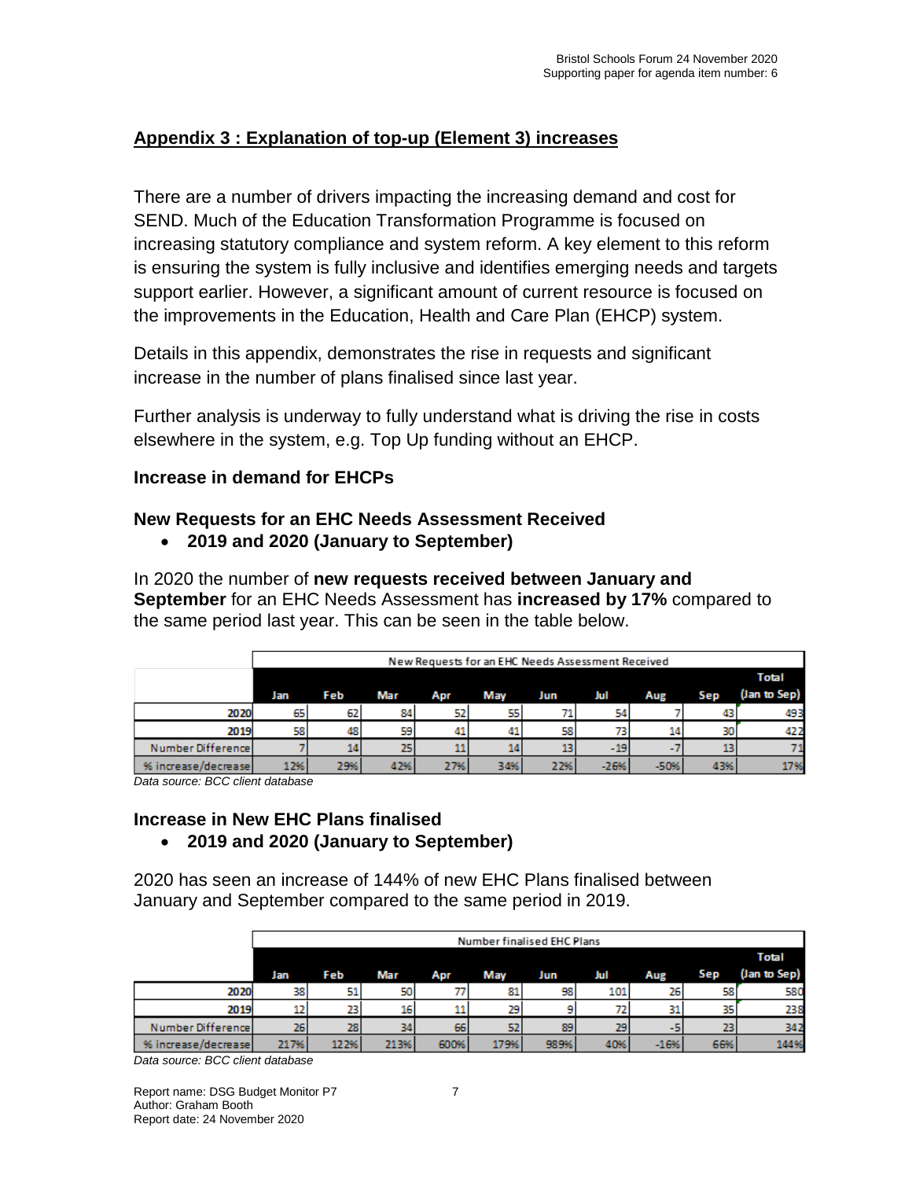## Appendix 3 : Explanation of top-up (Element 3) increases

There are a number of drivers impacting the increasing demand and cost for SEND. Much of the Education Transformation Programme is focused on increasing statutory compliance and system reform. A key element to this reform is ensuring the system is fully inclusive and identifies emerging needs and targets support earlier. However, a significant amount of current resource is focused on the improvements in the Education, Health and Care Plan (EHCP) system.

Details in this appendix, demonstrates the rise in requests and significant increase in the number of plans finalised since last year.

Further analysis is underway to fully understand what is driving the rise in costs elsewhere in the system, e.g. Top Up funding without an EHCP.

### Increase in demand for EHCPs

### New Requests for an EHC Needs Assessment Received

- **2019 and 2020 (January to September)**

In 2020 the number of **new requests received between January and September** for an EHC Needs Assessment has **increased by 17%** compared to the same period last year. This can be seen in the table below.

| | New Requests for an EHC Needs Assessment Received | | | | | | | | | |
|---|---|---|---|---|---|---|---|---|---|---|
| | Jan | Feb | Mar | Apr | May | Jun | Jul | Aug | Sep | Total (Jan to Sep) |
| 2020 | 65 | 62 | 84 | 52 | 55 | 71 | 54 | 7 | 43 | 493 |
| 2019 | 58 | 48 | 59 | 41 | 41 | 58 | 73 | 14 | 30 | 422 |
| Number Difference | 7 | 14 | 25 | 11 | 14 | 13 | -19 | -7 | 13 | 71 |
| % increase/decrease | 12% | 29% | 42% | 27% | 34% | 22% | -26% | -50% | 43% | 17% |

*Data source: BCC client database*

### Increase in New EHC Plans finalised

- **2019 and 2020 (January to September)**

2020 has seen an increase of 144% of new EHC Plans finalised between January and September compared to the same period in 2019.

| | Number finalised EHC Plans | | | | | | | | | |
|---|---|---|---|---|---|---|---|---|---|---|
| | Jan | Feb | Mar | Apr | May | Jun | Jul | Aug | Sep | Total (Jan to Sep) |
| 2020 | 38 | 51 | 50 | 77 | 81 | 98 | 101 | 26 | 58 | 580 |
| 2019 | 12 | 23 | 16 | 11 | 29 | 9 | 72 | 31 | 35 | 238 |
| Number Difference | 26 | 28 | 34 | 66 | 52 | 89 | 29 | -5 | 23 | 342 |
| % increase/decrease | 217% | 122% | 213% | 600% | 179% | 989% | 40% | -16% | 66% | 144% |

*Data source: BCC client database*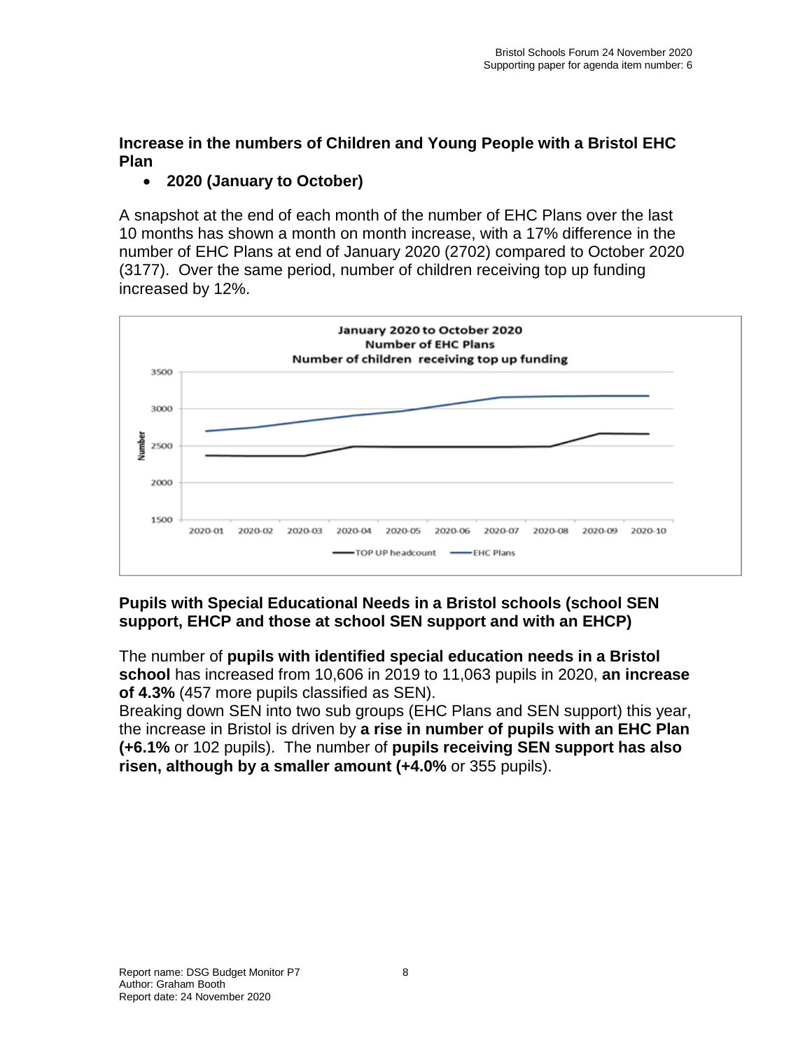## Increase in the numbers of Children and Young People with a Bristol EHC Plan

- **2020 (January to October)**

A snapshot at the end of each month of the number of EHC Plans over the last 10 months has shown a month on month increase, with a 17% difference in the number of EHC Plans at end of January 2020 (2702) compared to October 2020 (3177). Over the same period, number of children receiving top up funding increased by 12%.

January 2020 to October 2020
Number of EHC Plans
Number of children receiving top up funding

## Pupils with Special Educational Needs in a Bristol schools (school SEN support, EHCP and those at school SEN support and with an EHCP)

The number of **pupils with identified special education needs in a Bristol school** has increased from 10,606 in 2019 to 11,063 pupils in 2020, **an increase of 4.3%** (457 more pupils classified as SEN).

Breaking down SEN into two sub groups (EHC Plans and SEN support) this year, the increase in Bristol is driven by **a rise in number of pupils with an EHC Plan (+6.1%** or 102 pupils). The number of **pupils receiving SEN support has also risen, although by a smaller amount (+4.0%** or 355 pupils).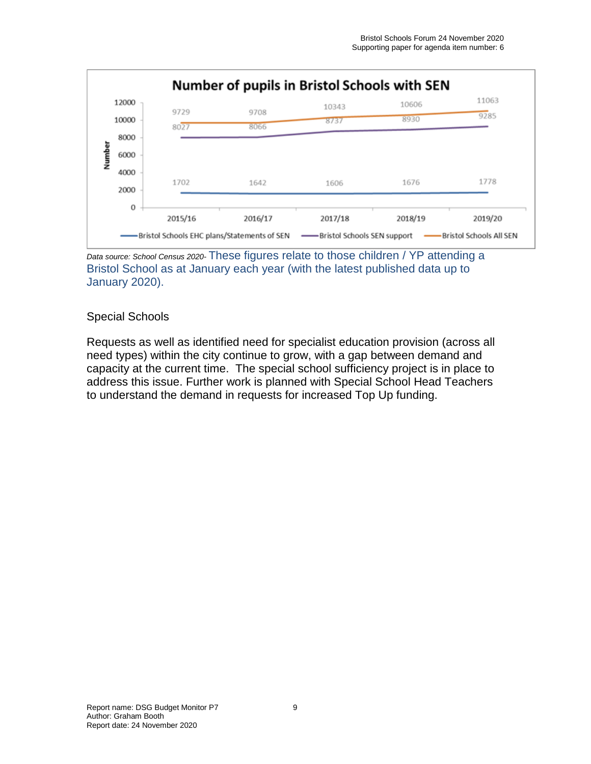Number of pupils in Bristol Schools with SEN

Number

12000
10000
8000
6000
4000
2000
0

9729 9708 10343 10606 11063

8027 8066 8737 8930 9285

1702 1642 1606 1676 1778

2015/16 2016/17 2017/18 2018/19 2019/20

Bristol Schools EHC plans/Statements of SEN — Bristol Schools SEN support — Bristol Schools All SEN

*Data source: School Census 2020-* These figures relate to those children / YP attending a Bristol School as at January each year (with the latest published data up to January 2020).

Special Schools

Requests as well as identified need for specialist education provision (across all need types) within the city continue to grow, with a gap between demand and capacity at the current time. The special school sufficiency project is in place to address this issue. Further work is planned with Special School Head Teachers to understand the demand in requests for increased Top Up funding.